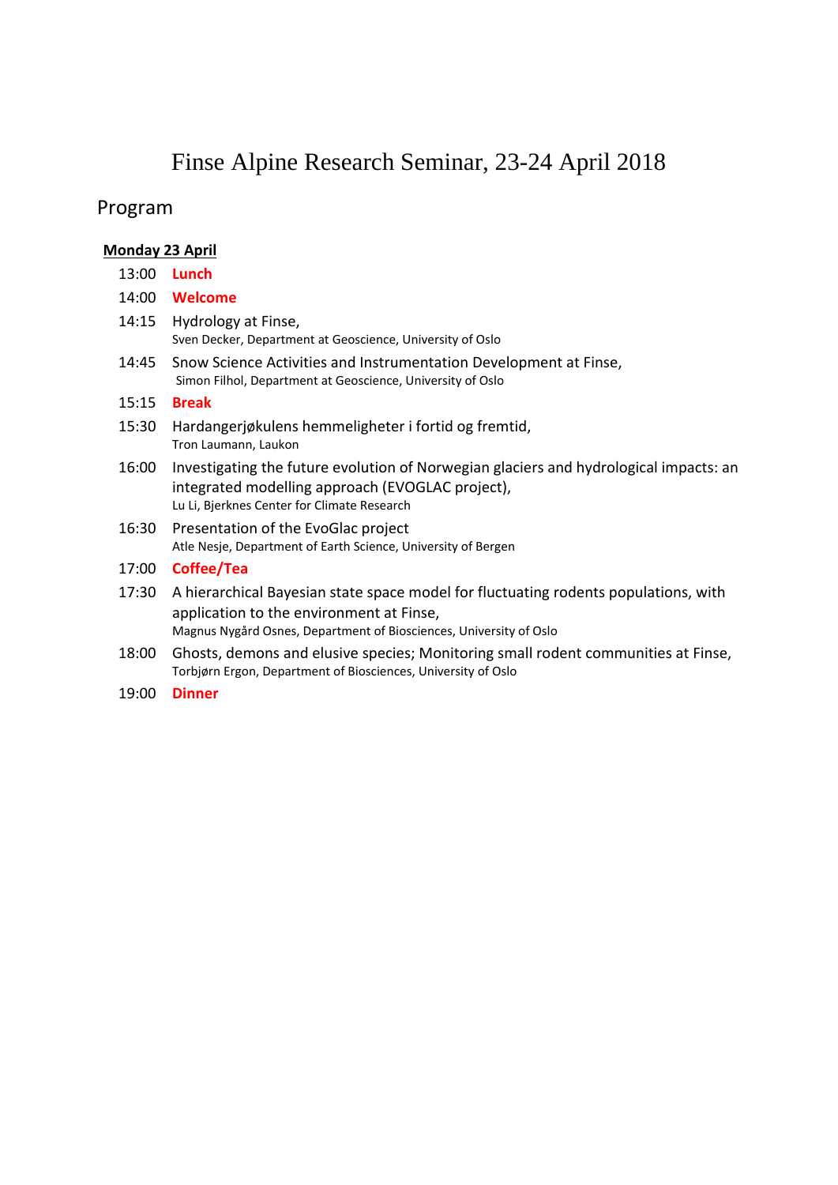# Finse Alpine Research Seminar, 23-24 April 2018

## Program

**Monday 23 April**

13:00 **Lunch**

14:00 **Welcome**

14:15 Hydrology at Finse,
Sven Decker, Department at Geoscience, University of Oslo

14:45 Snow Science Activities and Instrumentation Development at Finse,
Simon Filhol, Department at Geoscience, University of Oslo

15:15 **Break**

15:30 Hardangerjøkulens hemmeligheter i fortid og fremtid,
Tron Laumann, Laukon

16:00 Investigating the future evolution of Norwegian glaciers and hydrological impacts: an integrated modelling approach (EVOGLAC project),
Lu Li, Bjerknes Center for Climate Research

16:30 Presentation of the EvoGlac project
Atle Nesje, Department of Earth Science, University of Bergen

17:00 **Coffee/Tea**

17:30 A hierarchical Bayesian state space model for fluctuating rodents populations, with application to the environment at Finse,
Magnus Nygård Osnes, Department of Biosciences, University of Oslo

18:00 Ghosts, demons and elusive species; Monitoring small rodent communities at Finse,
Torbjørn Ergon, Department of Biosciences, University of Oslo

19:00 **Dinner**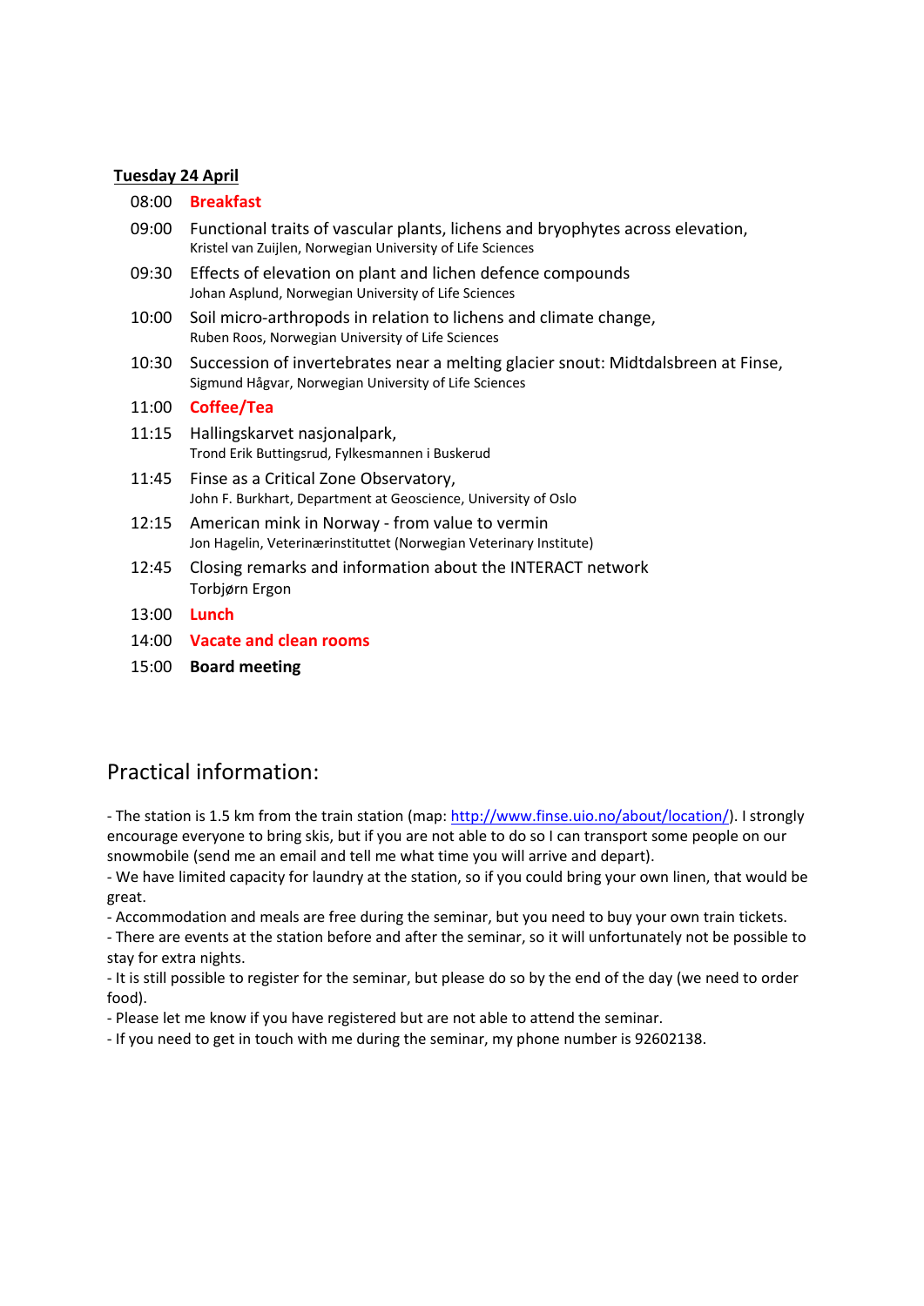**Tuesday 24 April**

08:00 **Breakfast**

09:00 Functional traits of vascular plants, lichens and bryophytes across elevation,
Kristel van Zuijlen, Norwegian University of Life Sciences

09:30 Effects of elevation on plant and lichen defence compounds
Johan Asplund, Norwegian University of Life Sciences

10:00 Soil micro-arthropods in relation to lichens and climate change,
Ruben Roos, Norwegian University of Life Sciences

10:30 Succession of invertebrates near a melting glacier snout: Midtdalsbreen at Finse,
Sigmund Hågvar, Norwegian University of Life Sciences

11:00 **Coffee/Tea**

11:15 Hallingskarvet nasjonalpark,
Trond Erik Buttingsrud, Fylkesmannen i Buskerud

11:45 Finse as a Critical Zone Observatory,
John F. Burkhart, Department at Geoscience, University of Oslo

12:15 American mink in Norway - from value to vermin
Jon Hagelin, Veterinærinstituttet (Norwegian Veterinary Institute)

12:45 Closing remarks and information about the INTERACT network
Torbjørn Ergon

13:00 **Lunch**

14:00 **Vacate and clean rooms**

15:00 **Board meeting**

## Practical information:

- The station is 1.5 km from the train station (map: http://www.finse.uio.no/about/location/). I strongly encourage everyone to bring skis, but if you are not able to do so I can transport some people on our snowmobile (send me an email and tell me what time you will arrive and depart).
- We have limited capacity for laundry at the station, so if you could bring your own linen, that would be great.
- Accommodation and meals are free during the seminar, but you need to buy your own train tickets.
- There are events at the station before and after the seminar, so it will unfortunately not be possible to stay for extra nights.
- It is still possible to register for the seminar, but please do so by the end of the day (we need to order food).
- Please let me know if you have registered but are not able to attend the seminar.
- If you need to get in touch with me during the seminar, my phone number is 92602138.